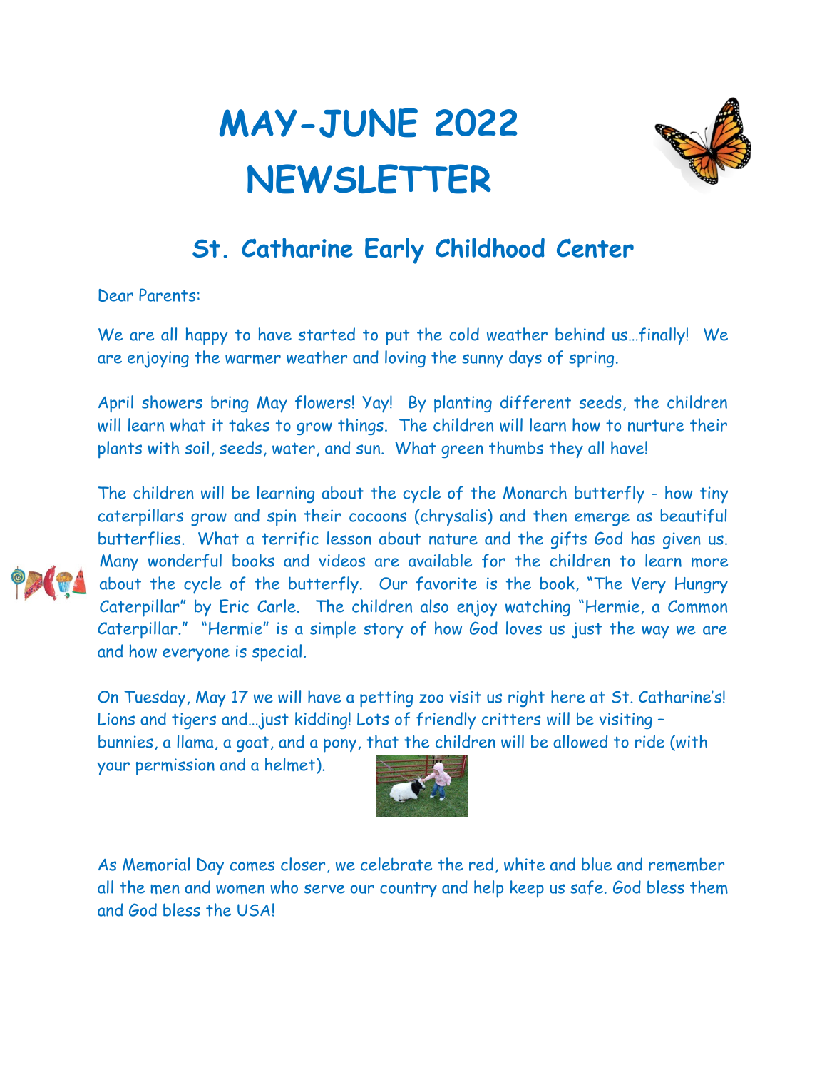# MAY-JUNE 2022 NEWSLETTER

## St. Catharine Early Childhood Center

Dear Parents:

We are all happy to have started to put the cold weather behind us…finally! We are enjoying the warmer weather and loving the sunny days of spring.

April showers bring May flowers! Yay! By planting different seeds, the children will learn what it takes to grow things. The children will learn how to nurture their plants with soil, seeds, water, and sun. What green thumbs they all have!

The children will be learning about the cycle of the Monarch butterfly - how tiny caterpillars grow and spin their cocoons (chrysalis) and then emerge as beautiful butterflies. What a terrific lesson about nature and the gifts God has given us. Many wonderful books and videos are available for the children to learn more about the cycle of the butterfly. Our favorite is the book, "The Very Hungry Caterpillar" by Eric Carle. The children also enjoy watching "Hermie, a Common Caterpillar." "Hermie" is a simple story of how God loves us just the way we are and how everyone is special.

On Tuesday, May 17 we will have a petting zoo visit us right here at St. Catharine's! Lions and tigers and…just kidding! Lots of friendly critters will be visiting – bunnies, a llama, a goat, and a pony, that the children will be allowed to ride (with your permission and a helmet).

As Memorial Day comes closer, we celebrate the red, white and blue and remember all the men and women who serve our country and help keep us safe. God bless them and God bless the USA!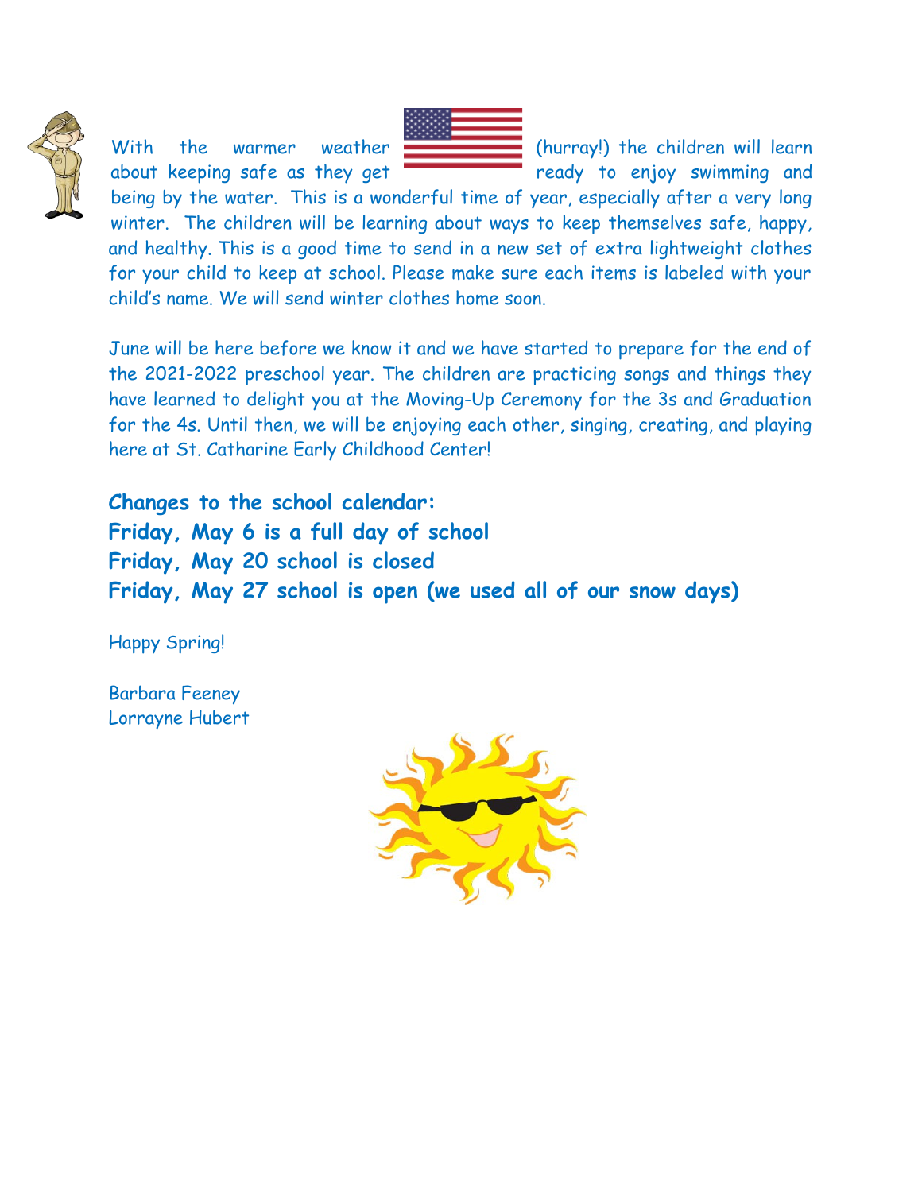With the warmer weather (hurray!) the children will learn about keeping safe as they get ready to enjoy swimming and being by the water. This is a wonderful time of year, especially after a very long winter. The children will be learning about ways to keep themselves safe, happy, and healthy. This is a good time to send in a new set of extra lightweight clothes for your child to keep at school. Please make sure each items is labeled with your child's name. We will send winter clothes home soon.

June will be here before we know it and we have started to prepare for the end of the 2021-2022 preschool year. The children are practicing songs and things they have learned to delight you at the Moving-Up Ceremony for the 3s and Graduation for the 4s. Until then, we will be enjoying each other, singing, creating, and playing here at St. Catharine Early Childhood Center!

**Changes to the school calendar:**
**Friday, May 6 is a full day of school**
**Friday, May 20 school is closed**
**Friday, May 27 school is open (we used all of our snow days)**

Happy Spring!

Barbara Feeney
Lorrayne Hubert